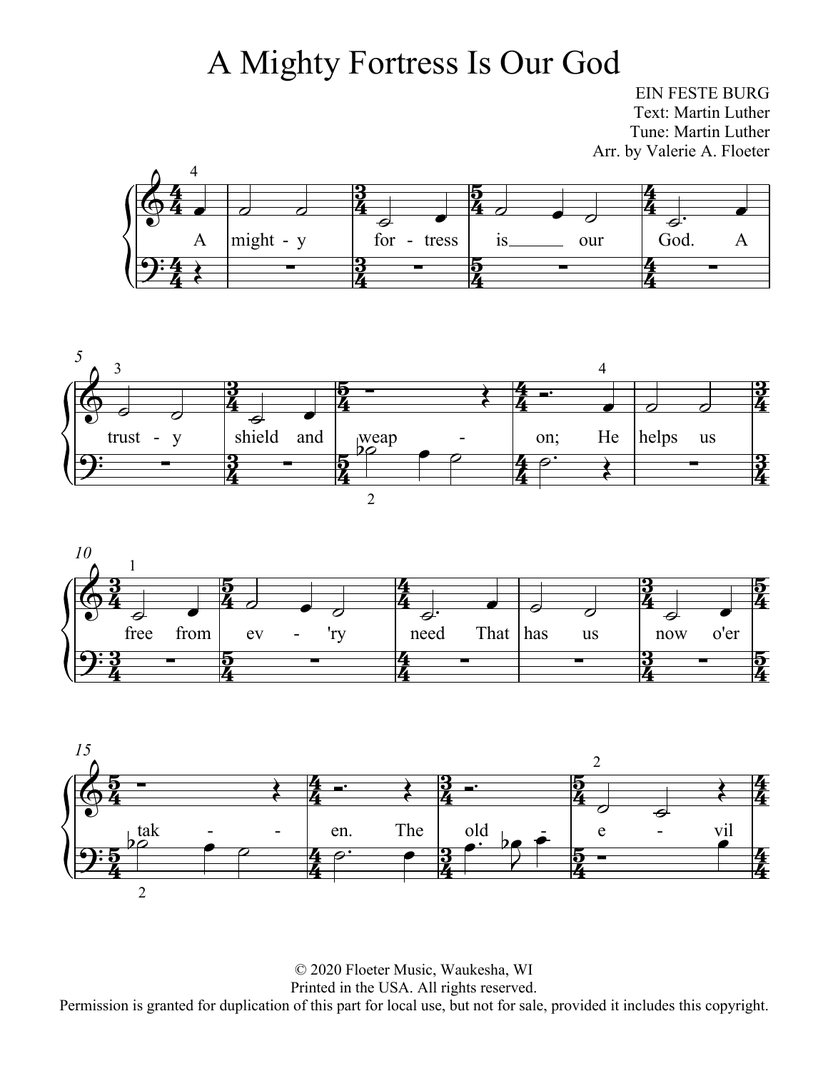# A Mighty Fortress Is Our God

EIN FESTE BURG
Text: Martin Luther
Tune: Martin Luther
Arr. by Valerie A. Floeter

A might - y for - tress is our God. A trust - y shield and weap - on; He helps us free from ev - 'ry need That has us now o'er tak - - en. The old - e - vil

© 2020 Floeter Music, Waukesha, WI
Printed in the USA. All rights reserved.
Permission is granted for duplication of this part for local use, but not for sale, provided it includes this copyright.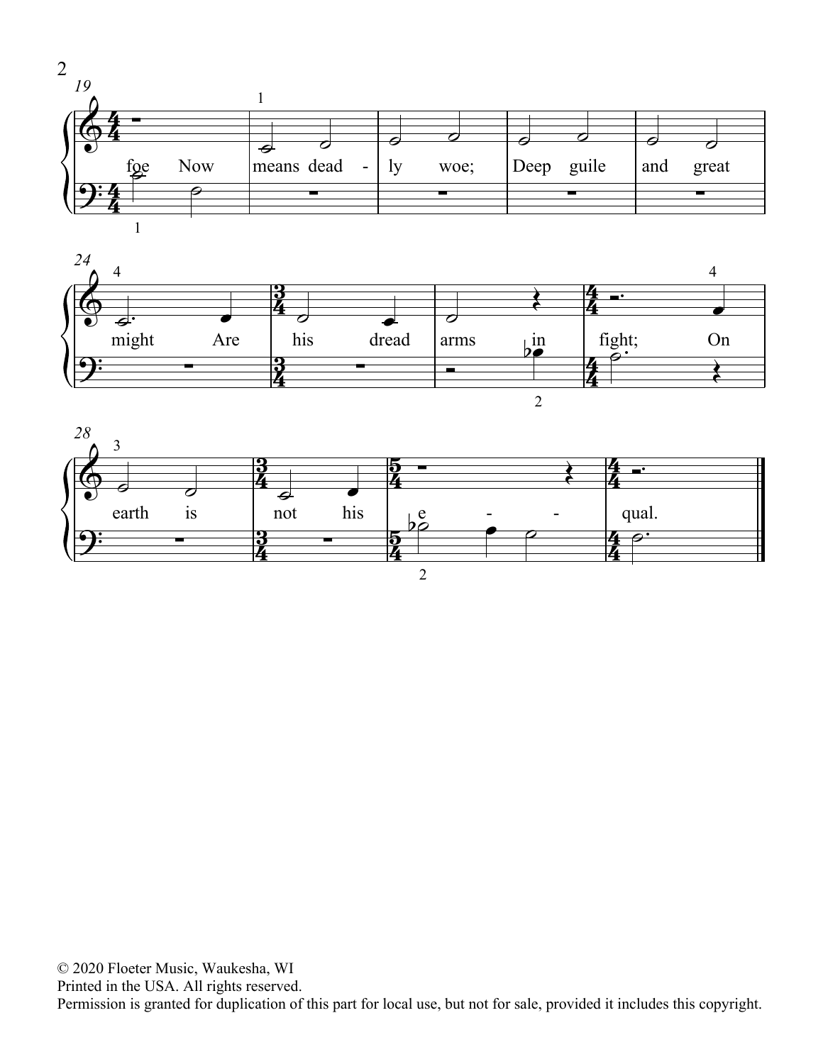foe Now means dead - ly woe; Deep guile and great might Are his dread arms in fight; On earth is not his e - - qual.

© 2020 Floeter Music, Waukesha, WI
Printed in the USA. All rights reserved.
Permission is granted for duplication of this part for local use, but not for sale, provided it includes this copyright.